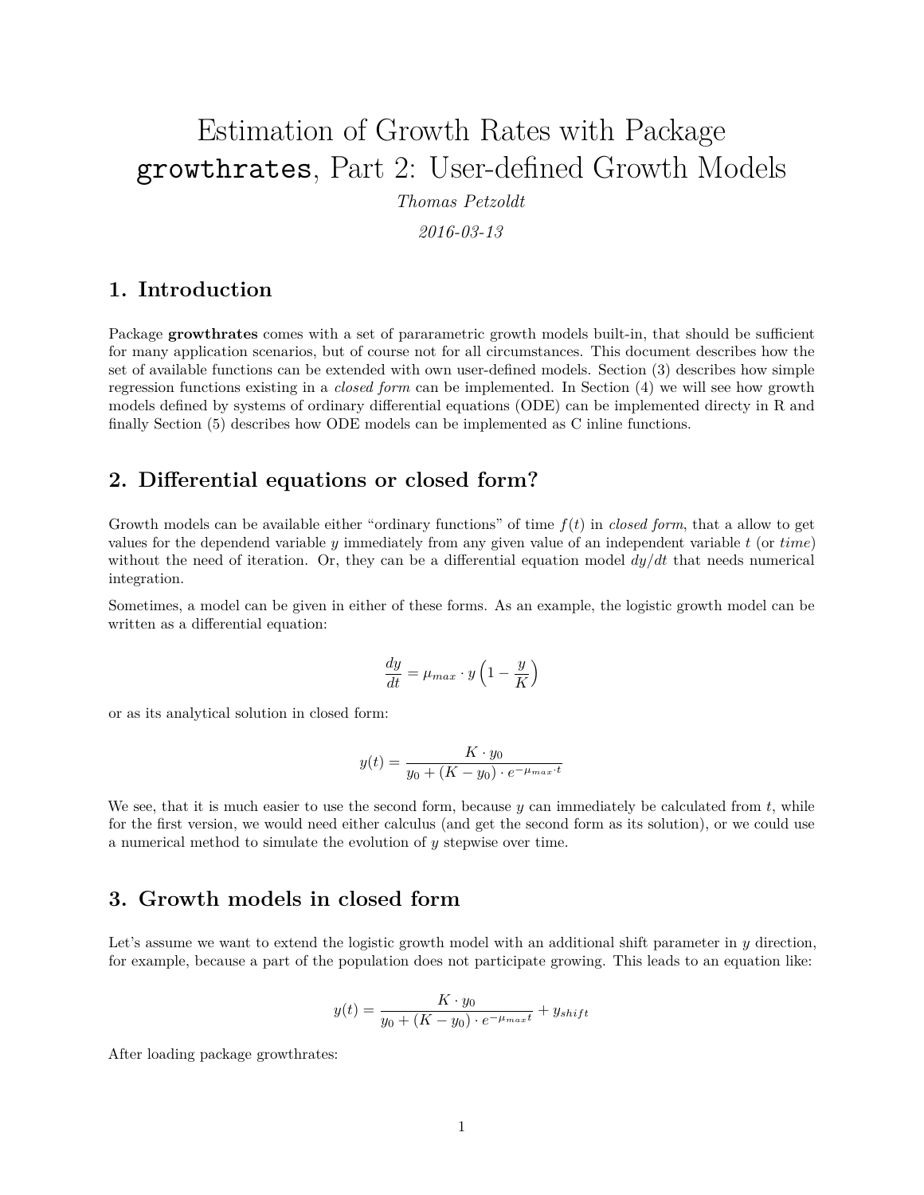# Estimation of Growth Rates with Package `growthrates`, Part 2: User-defined Growth Models

*Thomas Petzoldt*

*2016-03-13*

## 1. Introduction

Package **growthrates** comes with a set of pararametric growth models built-in, that should be sufficient for many application scenarios, but of course not for all circumstances. This document describes how the set of available functions can be extended with own user-defined models. Section (3) describes how simple regression functions existing in a *closed form* can be implemented. In Section (4) we will see how growth models defined by systems of ordinary differential equations (ODE) can be implemented directy in R and finally Section (5) describes how ODE models can be implemented as C inline functions.

## 2. Differential equations or closed form?

Growth models can be available either "ordinary functions" of time $f(t)$ in *closed form*, that a allow to get values for the dependend variable $y$ immediately from any given value of an independent variable $t$ (or *time*) without the need of iteration. Or, they can be a differential equation model $dy/dt$ that needs numerical integration.

Sometimes, a model can be given in either of these forms. As an example, the logistic growth model can be written as a differential equation:

$$\frac{dy}{dt} = \mu_{max} \cdot y \left(1 - \frac{y}{K}\right)$$

or as its analytical solution in closed form:

$$y(t) = \frac{K \cdot y_0}{y_0 + (K - y_0) \cdot e^{-\mu_{max} \cdot t}}$$

We see, that it is much easier to use the second form, because $y$ can immediately be calculated from $t$, while for the first version, we would need either calculus (and get the second form as its solution), or we could use a numerical method to simulate the evolution of $y$ stepwise over time.

## 3. Growth models in closed form

Let's assume we want to extend the logistic growth model with an additional shift parameter in $y$ direction, for example, because a part of the population does not participate growing. This leads to an equation like:

$$y(t) = \frac{K \cdot y_0}{y_0 + (K - y_0) \cdot e^{-\mu_{max} t}} + y_{shift}$$

After loading package growthrates: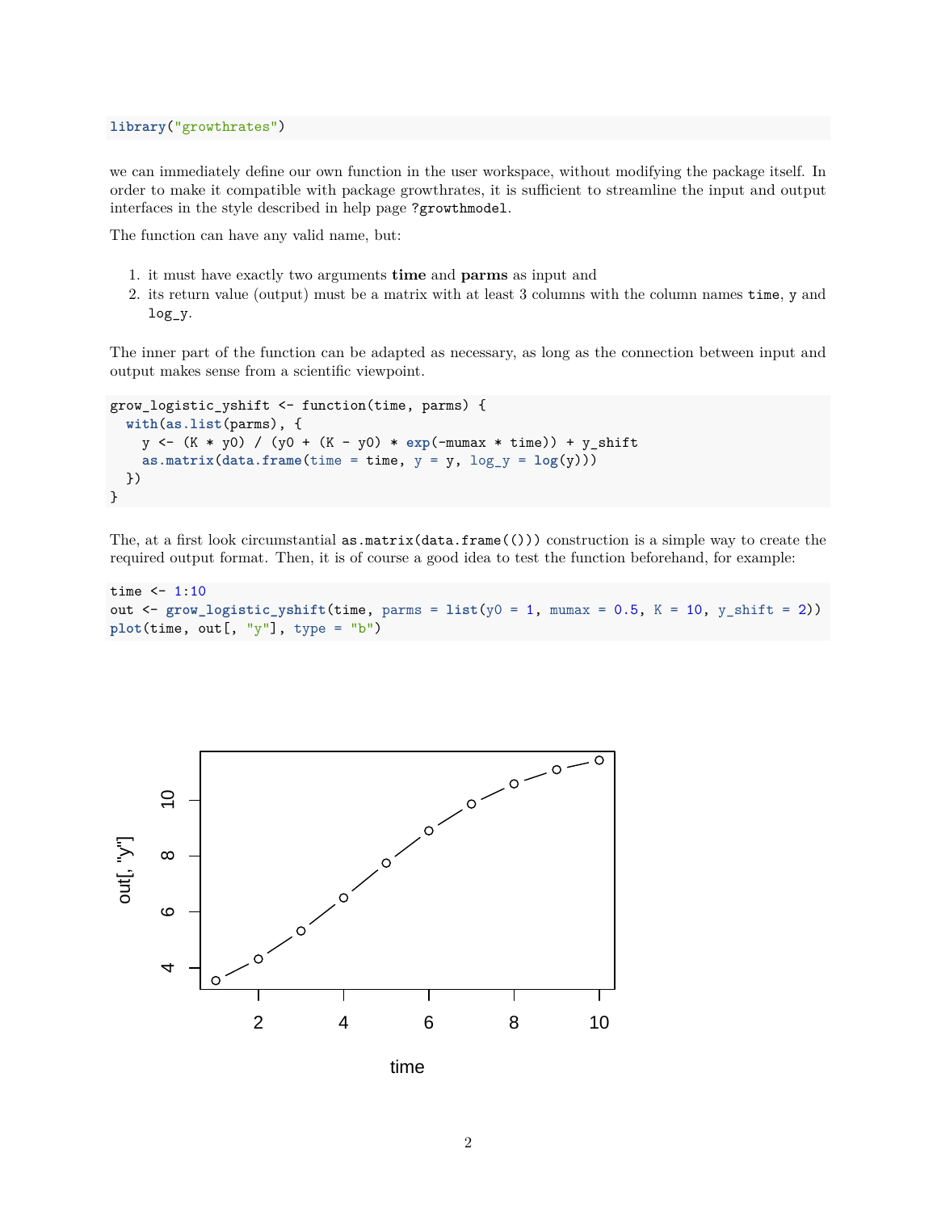```
library("growthrates")
```

we can immediately define our own function in the user workspace, without modifying the package itself. In order to make it compatible with package growthrates, it is sufficient to streamline the input and output interfaces in the style described in help page `?growthmodel`.

The function can have any valid name, but:

1. it must have exactly two arguments **time** and **parms** as input and
2. its return value (output) must be a matrix with at least 3 columns with the column names `time`, `y` and `log_y`.

The inner part of the function can be adapted as necessary, as long as the connection between input and output makes sense from a scientific viewpoint.

```
grow_logistic_yshift <- function(time, parms) {
  with(as.list(parms), {
    y <- (K * y0) / (y0 + (K - y0) * exp(-mumax * time)) + y_shift
    as.matrix(data.frame(time = time, y = y, log_y = log(y)))
  })
}
```

The, at a first look circumstantial `as.matrix(data.frame(()))` construction is a simple way to create the required output format. Then, it is of course a good idea to test the function beforehand, for example:

```
time <- 1:10
out <- grow_logistic_yshift(time, parms = list(y0 = 1, mumax = 0.5, K = 10, y_shift = 2))
plot(time, out[, "y"], type = "b")
```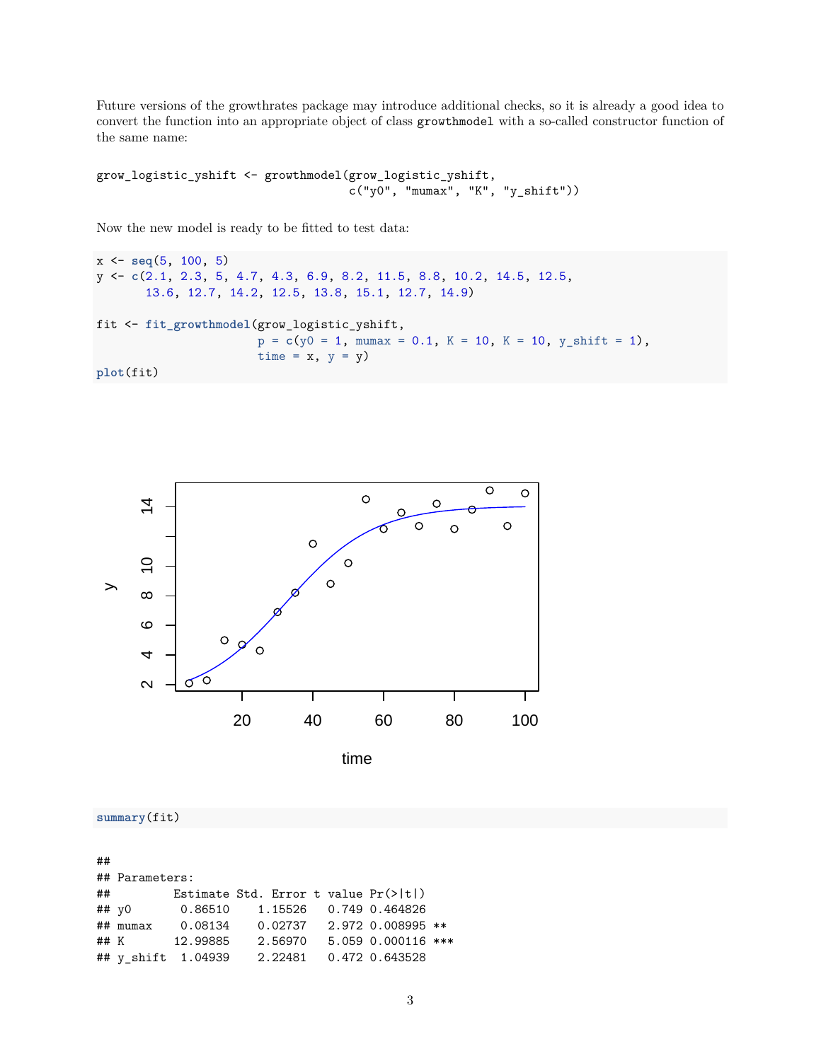Future versions of the growthrates package may introduce additional checks, so it is already a good idea to convert the function into an appropriate object of class `growthmodel` with a so-called constructor function of the same name:

```
grow_logistic_yshift <- growthmodel(grow_logistic_yshift,
                                    c("y0", "mumax", "K", "y_shift"))
```

Now the new model is ready to be fitted to test data:

```
x <- seq(5, 100, 5)
y <- c(2.1, 2.3, 5, 4.7, 4.3, 6.9, 8.2, 11.5, 8.8, 10.2, 14.5, 12.5,
       13.6, 12.7, 14.2, 12.5, 13.8, 15.1, 12.7, 14.9)

fit <- fit_growthmodel(grow_logistic_yshift,
                       p = c(y0 = 1, mumax = 0.1, K = 10, K = 10, y_shift = 1),
                       time = x, y = y)
plot(fit)
```

```
summary(fit)
```

```
##
## Parameters:
##         Estimate Std. Error t value Pr(>|t|)
## y0       0.86510    1.15526   0.749 0.464826
## mumax    0.08134    0.02737   2.972 0.008995 **
## K       12.99885    2.56970   5.059 0.000116 ***
## y_shift  1.04939    2.22481   0.472 0.643528
```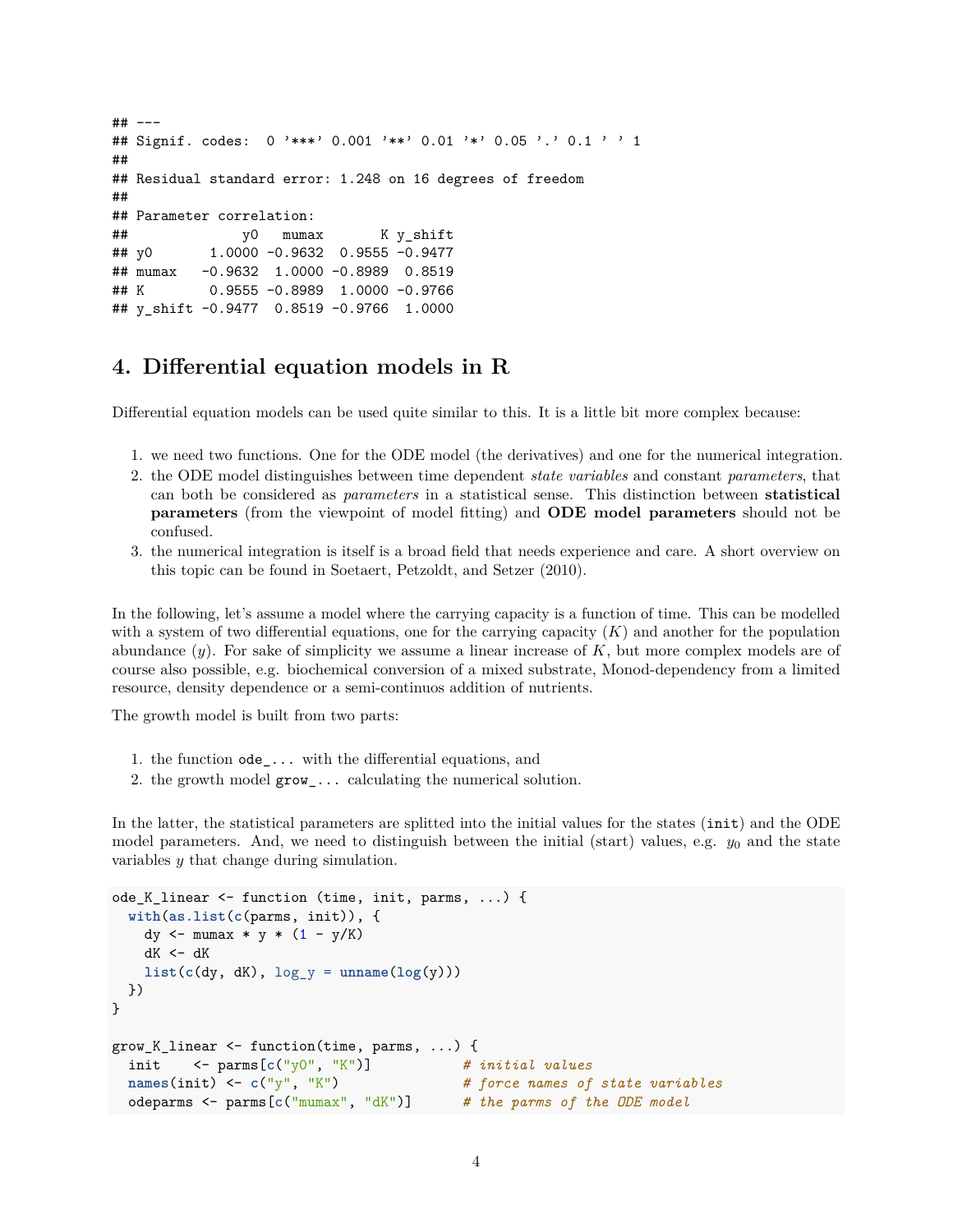```
## ---
## Signif. codes:  0 '***' 0.001 '**' 0.01 '*' 0.05 '.' 0.1 ' ' 1
##
## Residual standard error: 1.248 on 16 degrees of freedom
##
## Parameter correlation:
##              y0   mumax       K y_shift
## y0       1.0000 -0.9632  0.9555 -0.9477
## mumax   -0.9632  1.0000 -0.8989  0.8519
## K        0.9555 -0.8989  1.0000 -0.9766
## y_shift -0.9477  0.8519 -0.9766  1.0000
```

# 4. Differential equation models in R

Differential equation models can be used quite similar to this. It is a little bit more complex because:

1. we need two functions. One for the ODE model (the derivatives) and one for the numerical integration.
2. the ODE model distinguishes between time dependent *state variables* and constant *parameters*, that can both be considered as *parameters* in a statistical sense. This distinction between **statistical parameters** (from the viewpoint of model fitting) and **ODE model parameters** should not be confused.
3. the numerical integration is itself is a broad field that needs experience and care. A short overview on this topic can be found in Soetaert, Petzoldt, and Setzer (2010).

In the following, let's assume a model where the carrying capacity is a function of time. This can be modelled with a system of two differential equations, one for the carrying capacity ($K$) and another for the population abundance ($y$). For sake of simplicity we assume a linear increase of $K$, but more complex models are of course also possible, e.g. biochemical conversion of a mixed substrate, Monod-dependency from a limited resource, density dependence or a semi-continuos addition of nutrients.

The growth model is built from two parts:

1. the function `ode_...` with the differential equations, and
2. the growth model `grow_...` calculating the numerical solution.

In the latter, the statistical parameters are splitted into the initial values for the states (`init`) and the ODE model parameters. And, we need to distinguish between the initial (start) values, e.g. $y_0$ and the state variables $y$ that change during simulation.

```
ode_K_linear <- function (time, init, parms, ...) {
  with(as.list(c(parms, init)), {
    dy <- mumax * y * (1 - y/K)
    dK <- dK
    list(c(dy, dK), log_y = unname(log(y)))
  })
}

grow_K_linear <- function(time, parms, ...) {
  init    <- parms[c("y0", "K")]           # initial values
  names(init) <- c("y", "K")               # force names of state variables
  odeparms <- parms[c("mumax", "dK")]      # the parms of the ODE model
```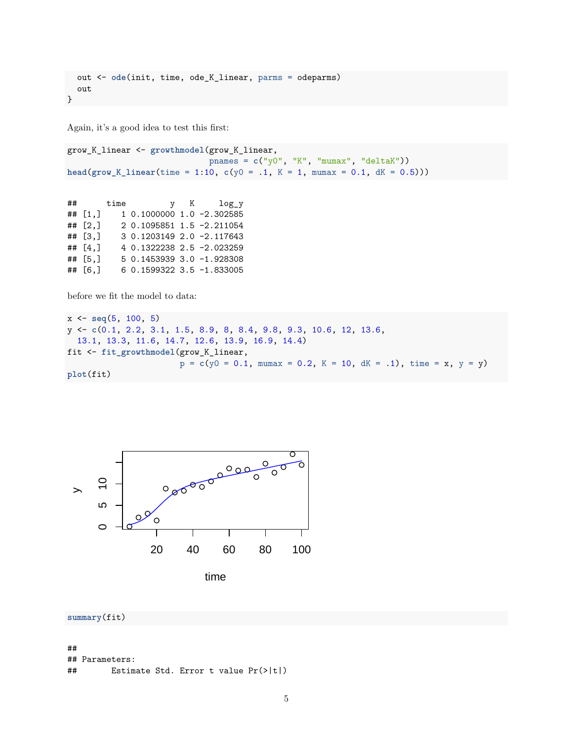```
  out <- ode(init, time, ode_K_linear, parms = odeparms)
  out
}
```

Again, it's a good idea to test this first:

```
grow_K_linear <- growthmodel(grow_K_linear,
                             pnames = c("y0", "K", "mumax", "deltaK"))
head(grow_K_linear(time = 1:10, c(y0 = .1, K = 1, mumax = 0.1, dK = 0.5)))
```

```
##      time         y   K     log_y
## [1,]    1 0.1000000 1.0 -2.302585
## [2,]    2 0.1095851 1.5 -2.211054
## [3,]    3 0.1203149 2.0 -2.117643
## [4,]    4 0.1322238 2.5 -2.023259
## [5,]    5 0.1453939 3.0 -1.928308
## [6,]    6 0.1599322 3.5 -1.833005
```

before we fit the model to data:

```
x <- seq(5, 100, 5)
y <- c(0.1, 2.2, 3.1, 1.5, 8.9, 8, 8.4, 9.8, 9.3, 10.6, 12, 13.6,
  13.1, 13.3, 11.6, 14.7, 12.6, 13.9, 16.9, 14.4)
fit <- fit_growthmodel(grow_K_linear,
                       p = c(y0 = 0.1, mumax = 0.2, K = 10, dK = .1), time = x, y = y)
plot(fit)
```

```
summary(fit)
```

```
##
## Parameters:
##       Estimate Std. Error t value Pr(>|t|)
```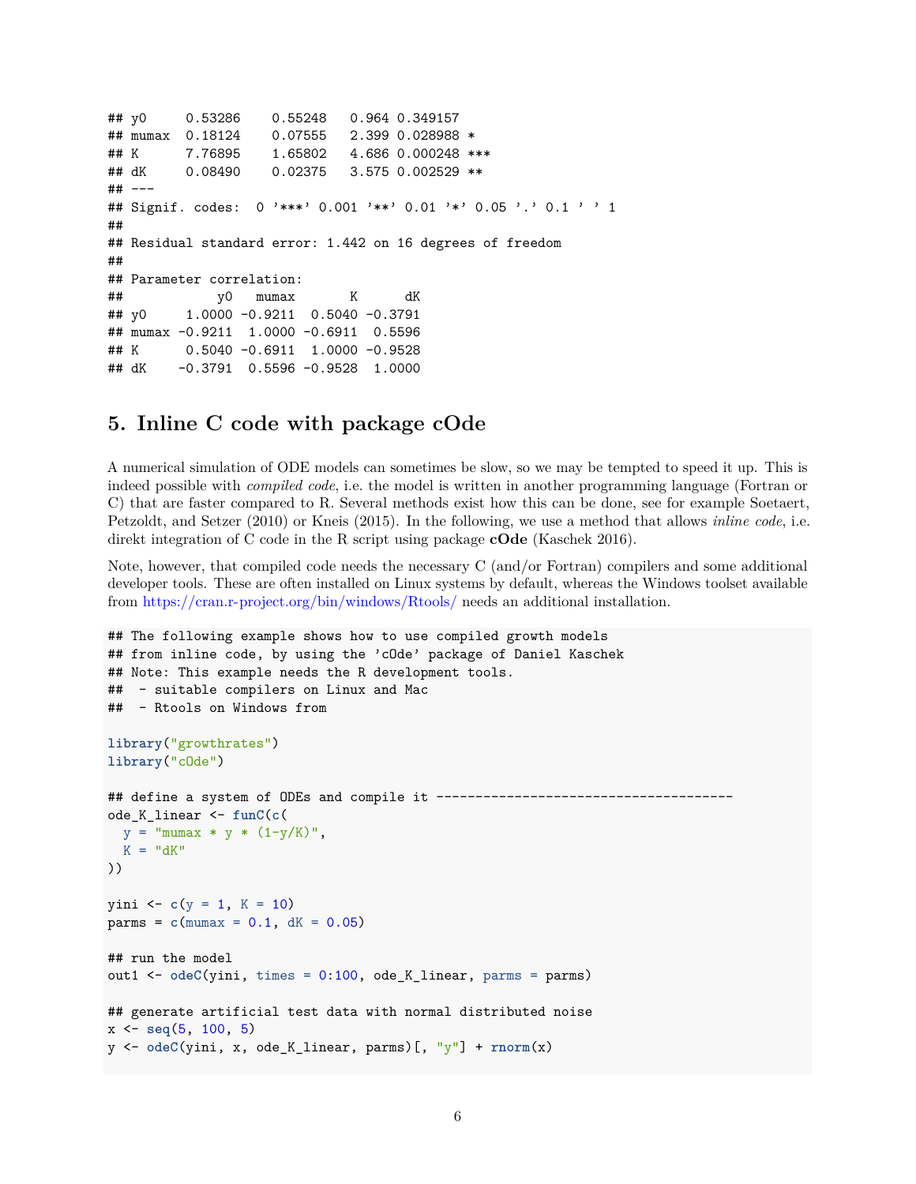```
## y0     0.53286    0.55248   0.964 0.349157
## mumax  0.18124    0.07555   2.399 0.028988 *
## K      7.76895    1.65802   4.686 0.000248 ***
## dK     0.08490    0.02375   3.575 0.002529 **
## ---
## Signif. codes:  0 '***' 0.001 '**' 0.01 '*' 0.05 '.' 0.1 ' ' 1
##
## Residual standard error: 1.442 on 16 degrees of freedom
##
## Parameter correlation:
##            y0   mumax       K      dK
## y0     1.0000 -0.9211  0.5040 -0.3791
## mumax -0.9211  1.0000 -0.6911  0.5596
## K      0.5040 -0.6911  1.0000 -0.9528
## dK    -0.3791  0.5596 -0.9528  1.0000
```

## 5. Inline C code with package cOde

A numerical simulation of ODE models can sometimes be slow, so we may be tempted to speed it up. This is indeed possible with *compiled code*, i.e. the model is written in another programming language (Fortran or C) that are faster compared to R. Several methods exist how this can be done, see for example Soetaert, Petzoldt, and Setzer (2010) or Kneis (2015). In the following, we use a method that allows *inline code*, i.e. direkt integration of C code in the R script using package **cOde** (Kaschek 2016).

Note, however, that compiled code needs the necessary C (and/or Fortran) compilers and some additional developer tools. These are often installed on Linux systems by default, whereas the Windows toolset available from https://cran.r-project.org/bin/windows/Rtools/ needs an additional installation.

```
## The following example shows how to use compiled growth models
## from inline code, by using the 'cOde' package of Daniel Kaschek
## Note: This example needs the R development tools.
##  - suitable compilers on Linux and Mac
##  - Rtools on Windows from

library("growthrates")
library("cOde")

## define a system of ODEs and compile it -------------------------------------
ode_K_linear <- funC(c(
  y = "mumax * y * (1-y/K)",
  K = "dK"
))

yini <- c(y = 1, K = 10)
parms = c(mumax = 0.1, dK = 0.05)

## run the model
out1 <- odeC(yini, times = 0:100, ode_K_linear, parms = parms)

## generate artificial test data with normal distributed noise
x <- seq(5, 100, 5)
y <- odeC(yini, x, ode_K_linear, parms)[, "y"] + rnorm(x)
```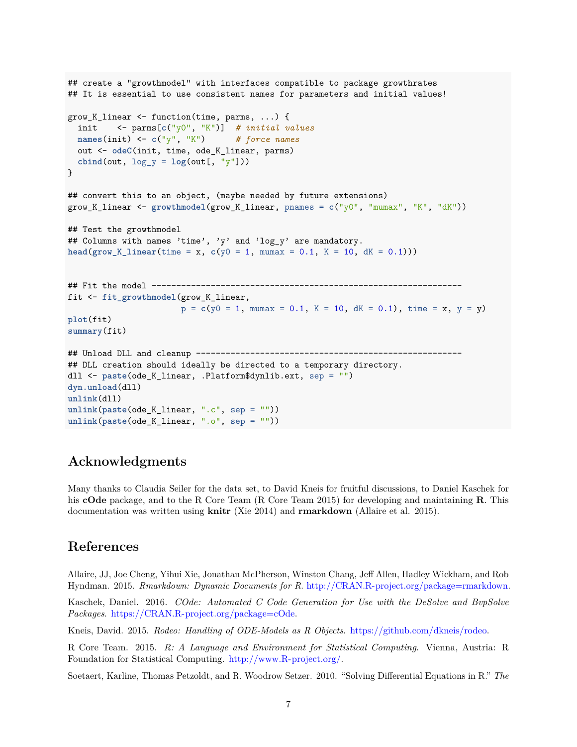```r
## create a "growthmodel" with interfaces compatible to package growthrates
## It is essential to use consistent names for parameters and initial values!

grow_K_linear <- function(time, parms, ...) {
  init    <- parms[c("y0", "K")]  # initial values
  names(init) <- c("y", "K")      # force names
  out <- odeC(init, time, ode_K_linear, parms)
  cbind(out, log_y = log(out[, "y"]))
}

## convert this to an object, (maybe needed by future extensions)
grow_K_linear <- growthmodel(grow_K_linear, pnames = c("y0", "mumax", "K", "dK"))

## Test the growthmodel
## Columns with names 'time', 'y' and 'log_y' are mandatory.
head(grow_K_linear(time = x, c(y0 = 1, mumax = 0.1, K = 10, dK = 0.1)))


## Fit the model ---------------------------------------------------------------
fit <- fit_growthmodel(grow_K_linear,
                       p = c(y0 = 1, mumax = 0.1, K = 10, dK = 0.1), time = x, y = y)
plot(fit)
summary(fit)

## Unload DLL and cleanup ------------------------------------------------------
## DLL creation should ideally be directed to a temporary directory.
dll <- paste(ode_K_linear, .Platform$dynlib.ext, sep = "")
dyn.unload(dll)
unlink(dll)
unlink(paste(ode_K_linear, ".c", sep = ""))
unlink(paste(ode_K_linear, ".o", sep = ""))
```

## Acknowledgments

Many thanks to Claudia Seiler for the data set, to David Kneis for fruitful discussions, to Daniel Kaschek for his **cOde** package, and to the R Core Team (R Core Team 2015) for developing and maintaining **R**. This documentation was written using **knitr** (Xie 2014) and **rmarkdown** (Allaire et al. 2015).

## References

Allaire, JJ, Joe Cheng, Yihui Xie, Jonathan McPherson, Winston Chang, Jeff Allen, Hadley Wickham, and Rob Hyndman. 2015. *Rmarkdown: Dynamic Documents for R*. http://CRAN.R-project.org/package=rmarkdown.

Kaschek, Daniel. 2016. *COde: Automated C Code Generation for Use with the DeSolve and BvpSolve Packages*. https://CRAN.R-project.org/package=cOde.

Kneis, David. 2015. *Rodeo: Handling of ODE-Models as R Objects*. https://github.com/dkneis/rodeo.

R Core Team. 2015. *R: A Language and Environment for Statistical Computing*. Vienna, Austria: R Foundation for Statistical Computing. http://www.R-project.org/.

Soetaert, Karline, Thomas Petzoldt, and R. Woodrow Setzer. 2010. "Solving Differential Equations in R." *The*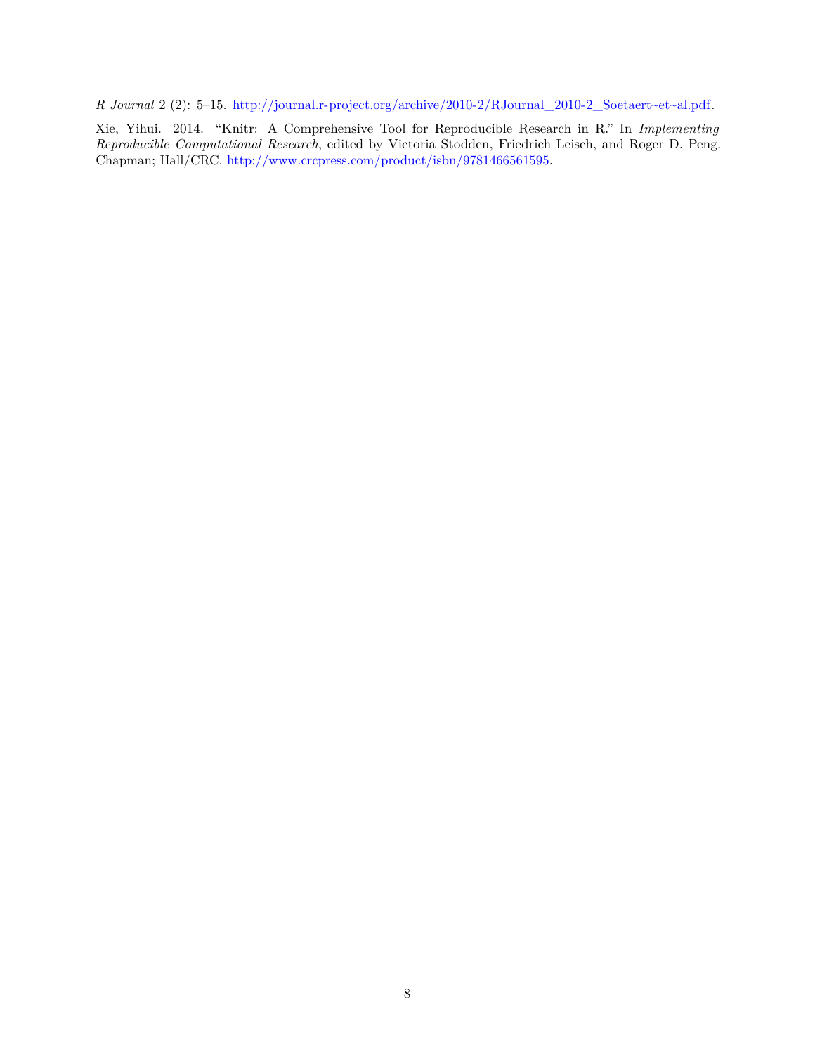*R Journal* 2 (2): 5–15. http://journal.r-project.org/archive/2010-2/RJournal_2010-2_Soetaert~et~al.pdf.

Xie, Yihui. 2014. "Knitr: A Comprehensive Tool for Reproducible Research in R." In *Implementing Reproducible Computational Research*, edited by Victoria Stodden, Friedrich Leisch, and Roger D. Peng. Chapman; Hall/CRC. http://www.crcpress.com/product/isbn/9781466561595.